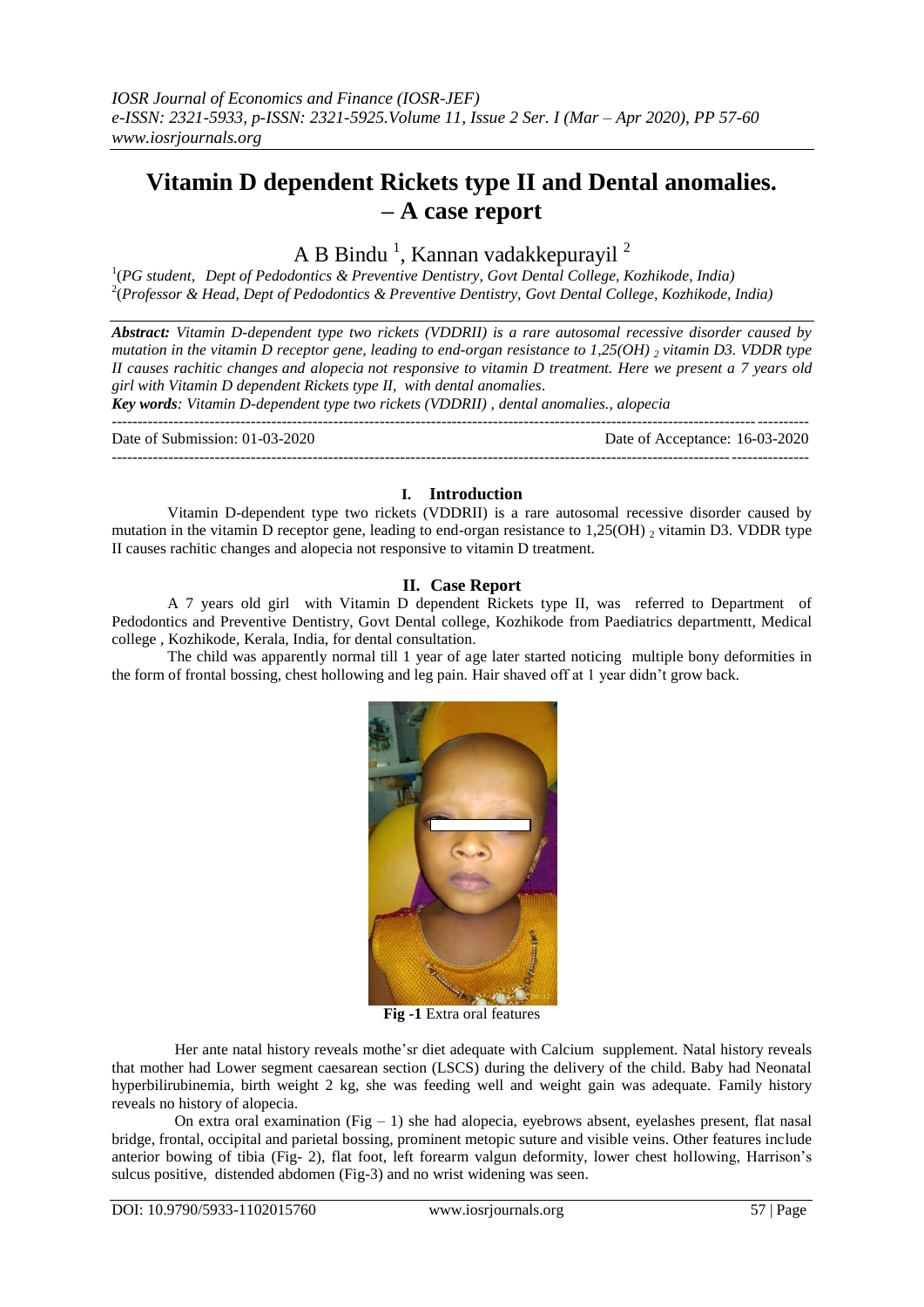*IOSR Journal of Economics and Finance (IOSR-JEF)*
*e-ISSN: 2321-5933, p-ISSN: 2321-5925.Volume 11, Issue 2 Ser. I (Mar – Apr 2020), PP 57-60*
*www.iosrjournals.org*

# Vitamin D dependent Rickets type II and Dental anomalies. – A case report

A B Bindu [1], Kannan vadakkepurayil [2]

[1](*PG student, Dept of Pedodontics & Preventive Dentistry, Govt Dental College, Kozhikode, India)*
[2](*Professor & Head, Dept of Pedodontics & Preventive Dentistry, Govt Dental College, Kozhikode, India)*

***Abstract:*** *Vitamin D-dependent type two rickets (VDDRII) is a rare autosomal recessive disorder caused by mutation in the vitamin D receptor gene, leading to end-organ resistance to 1,25(OH)* $_2$ *vitamin D3. VDDR type II causes rachitic changes and alopecia not responsive to vitamin D treatment. Here we present a 7 years old girl with Vitamin D dependent Rickets type II, with dental anomalies.*

***Key words****: Vitamin D-dependent type two rickets (VDDRII) , dental anomalies., alopecia*

Date of Submission: 01-03-2020 Date of Acceptance: 16-03-2020

## I. Introduction

Vitamin D-dependent type two rickets (VDDRII) is a rare autosomal recessive disorder caused by mutation in the vitamin D receptor gene, leading to end-organ resistance to 1,25(OH) $_2$ vitamin D3. VDDR type II causes rachitic changes and alopecia not responsive to vitamin D treatment.

## II. Case Report

A 7 years old girl with Vitamin D dependent Rickets type II, was referred to Department of Pedodontics and Preventive Dentistry, Govt Dental college, Kozhikode from Paediatrics departmentt, Medical college , Kozhikode, Kerala, India, for dental consultation.

The child was apparently normal till 1 year of age later started noticing multiple bony deformities in the form of frontal bossing, chest hollowing and leg pain. Hair shaved off at 1 year didn't grow back.

**Fig -1** Extra oral features

Her ante natal history reveals mothe'sr diet adequate with Calcium supplement. Natal history reveals that mother had Lower segment caesarean section (LSCS) during the delivery of the child. Baby had Neonatal hyperbilirubinemia, birth weight 2 kg, she was feeding well and weight gain was adequate. Family history reveals no history of alopecia.

On extra oral examination (Fig – 1) she had alopecia, eyebrows absent, eyelashes present, flat nasal bridge, frontal, occipital and parietal bossing, prominent metopic suture and visible veins. Other features include anterior bowing of tibia (Fig- 2), flat foot, left forearm valgun deformity, lower chest hollowing, Harrison's sulcus positive, distended abdomen (Fig-3) and no wrist widening was seen.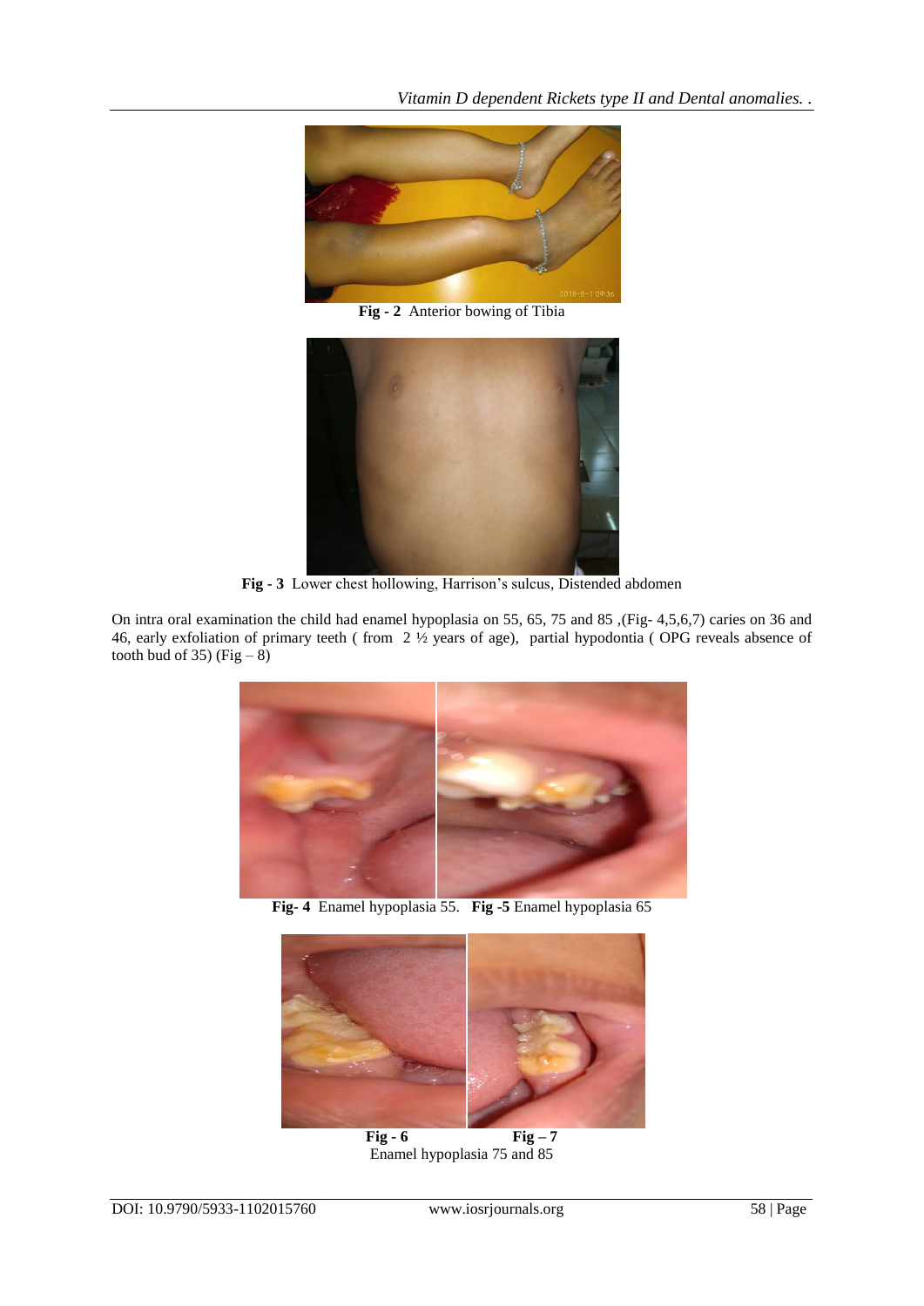**Fig - 2** Anterior bowing of Tibia

**Fig - 3** Lower chest hollowing, Harrison's sulcus, Distended abdomen

On intra oral examination the child had enamel hypoplasia on 55, 65, 75 and 85 ,(Fig- 4,5,6,7) caries on 36 and 46, early exfoliation of primary teeth ( from 2 ½ years of age), partial hypodontia ( OPG reveals absence of tooth bud of 35) (Fig – 8)

**Fig- 4** Enamel hypoplasia 55. **Fig -5** Enamel hypoplasia 65

**Fig - 6** **Fig – 7**

Enamel hypoplasia 75 and 85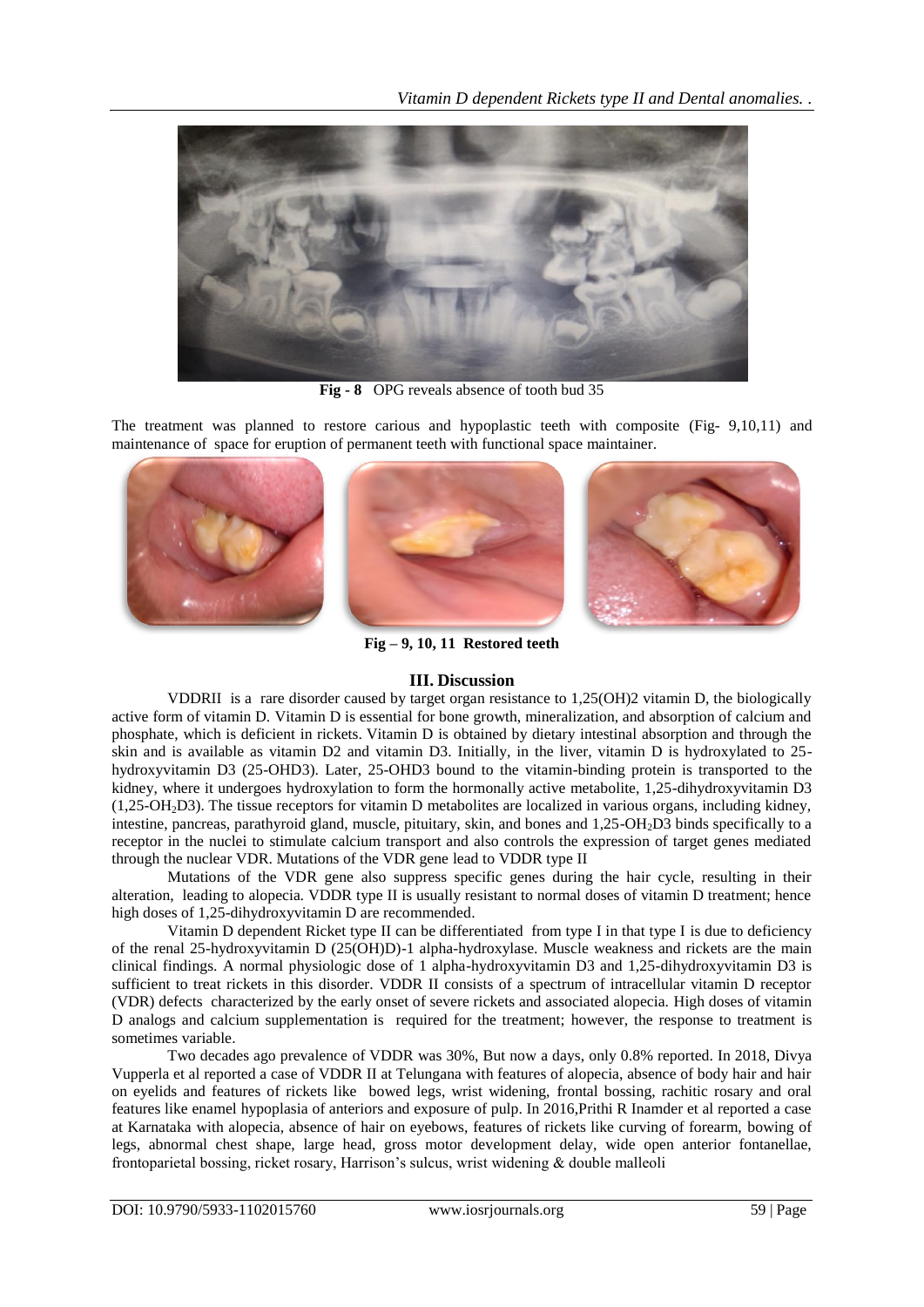**Fig - 8** OPG reveals absence of tooth bud 35

The treatment was planned to restore carious and hypoplastic teeth with composite (Fig- 9,10,11) and maintenance of space for eruption of permanent teeth with functional space maintainer.

**Fig – 9, 10, 11 Restored teeth**

## III. Discussion

VDDRII is a rare disorder caused by target organ resistance to 1,25(OH)2 vitamin D, the biologically active form of vitamin D. Vitamin D is essential for bone growth, mineralization, and absorption of calcium and phosphate, which is deficient in rickets. Vitamin D is obtained by dietary intestinal absorption and through the skin and is available as vitamin D2 and vitamin D3. Initially, in the liver, vitamin D is hydroxylated to 25-hydroxyvitamin D3 (25-OHD3). Later, 25-OHD3 bound to the vitamin-binding protein is transported to the kidney, where it undergoes hydroxylation to form the hormonally active metabolite, 1,25-dihydroxyvitamin D3 (1,25-$OH_2D3$). The tissue receptors for vitamin D metabolites are localized in various organs, including kidney, intestine, pancreas, parathyroid gland, muscle, pituitary, skin, and bones and 1,25-$OH_2D3$ binds specifically to a receptor in the nuclei to stimulate calcium transport and also controls the expression of target genes mediated through the nuclear VDR. Mutations of the VDR gene lead to VDDR type II

Mutations of the VDR gene also suppress specific genes during the hair cycle, resulting in their alteration, leading to alopecia. VDDR type II is usually resistant to normal doses of vitamin D treatment; hence high doses of 1,25-dihydroxyvitamin D are recommended.

Vitamin D dependent Ricket type II can be differentiated from type I in that type I is due to deficiency of the renal 25-hydroxyvitamin D (25(OH)D)-1 alpha-hydroxylase. Muscle weakness and rickets are the main clinical findings. A normal physiologic dose of 1 alpha-hydroxyvitamin D3 and 1,25-dihydroxyvitamin D3 is sufficient to treat rickets in this disorder. VDDR II consists of a spectrum of intracellular vitamin D receptor (VDR) defects characterized by the early onset of severe rickets and associated alopecia. High doses of vitamin D analogs and calcium supplementation is required for the treatment; however, the response to treatment is sometimes variable.

Two decades ago prevalence of VDDR was 30%, But now a days, only 0.8% reported. In 2018, Divya Vupperla et al reported a case of VDDR II at Telungana with features of alopecia, absence of body hair and hair on eyelids and features of rickets like bowed legs, wrist widening, frontal bossing, rachitic rosary and oral features like enamel hypoplasia of anteriors and exposure of pulp. In 2016,Prithi R Inamder et al reported a case at Karnataka with alopecia, absence of hair on eyebows, features of rickets like curving of forearm, bowing of legs, abnormal chest shape, large head, gross motor development delay, wide open anterior fontanellae, frontoparietal bossing, ricket rosary, Harrison's sulcus, wrist widening & double malleoli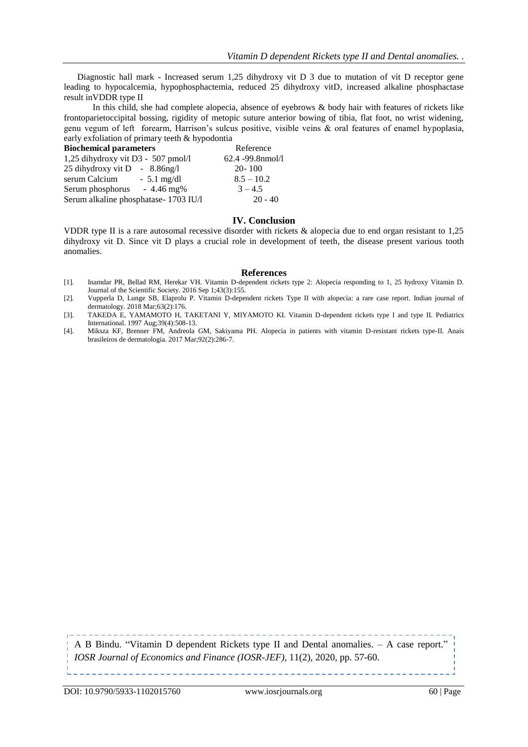Diagnostic hall mark - Increased serum 1,25 dihydroxy vit D 3 due to mutation of vit D receptor gene leading to hypocalcemia, hypophosphactemia, reduced 25 dihydroxy vitD, increased alkaline phosphactase result inVDDR type II

In this child, she had complete alopecia, absence of eyebrows & body hair with features of rickets like frontoparietoccipital bossing, rigidity of metopic suture anterior bowing of tibia, flat foot, no wrist widening, genu vegum of left forearm, Harrison's sulcus positive, visible veins & oral features of enamel hypoplasia, early exfoliation of primary teeth & hypodontia

| **Biochemical parameters** | Reference |
|---|---|
| 1,25 dihydroxy vit D3 - 507 pmol/l | 62.4 -99.8nmol/l |
| 25 dihydroxy vit D - 8.86ng/l | 20- 100 |
| serum Calcium - 5.1 mg/dl | 8.5 – 10.2 |
| Serum phosphorus - 4.46 mg% | 3 – 4.5 |
| Serum alkaline phosphatase- 1703 IU/l | 20 - 40 |

## IV. Conclusion

VDDR type II is a rare autosomal recessive disorder with rickets & alopecia due to end organ resistant to 1,25 dihydroxy vit D. Since vit D plays a crucial role in development of teeth, the disease present various tooth anomalies.

## References

[1]. Inamdar PR, Bellad RM, Herekar VH. Vitamin D-dependent rickets type 2: Alopecia responding to 1, 25 hydroxy Vitamin D. Journal of the Scientific Society. 2016 Sep 1;43(3):155.

[2]. Vupperla D, Lunge SB, Elaprolu P. Vitamin D-dependent rickets Type II with alopecia: a rare case report. Indian journal of dermatology. 2018 Mar;63(2):176.

[3]. TAKEDA E, YAMAMOTO H, TAKETANI Y, MIYAMOTO KI. Vitamin D-dependent rickets type I and type II. Pediatrics International. 1997 Aug;39(4):508-13.

[4]. Miksza KF, Brenner FM, Andreola GM, Sakiyama PH. Alopecia in patients with vitamin D-resistant rickets type-II. Anais brasileiros de dermatologia. 2017 Mar;92(2):286-7.

A B Bindu. "Vitamin D dependent Rickets type II and Dental anomalies. – A case report." *IOSR Journal of Economics and Finance (IOSR-JEF)*, 11(2), 2020, pp. 57-60.